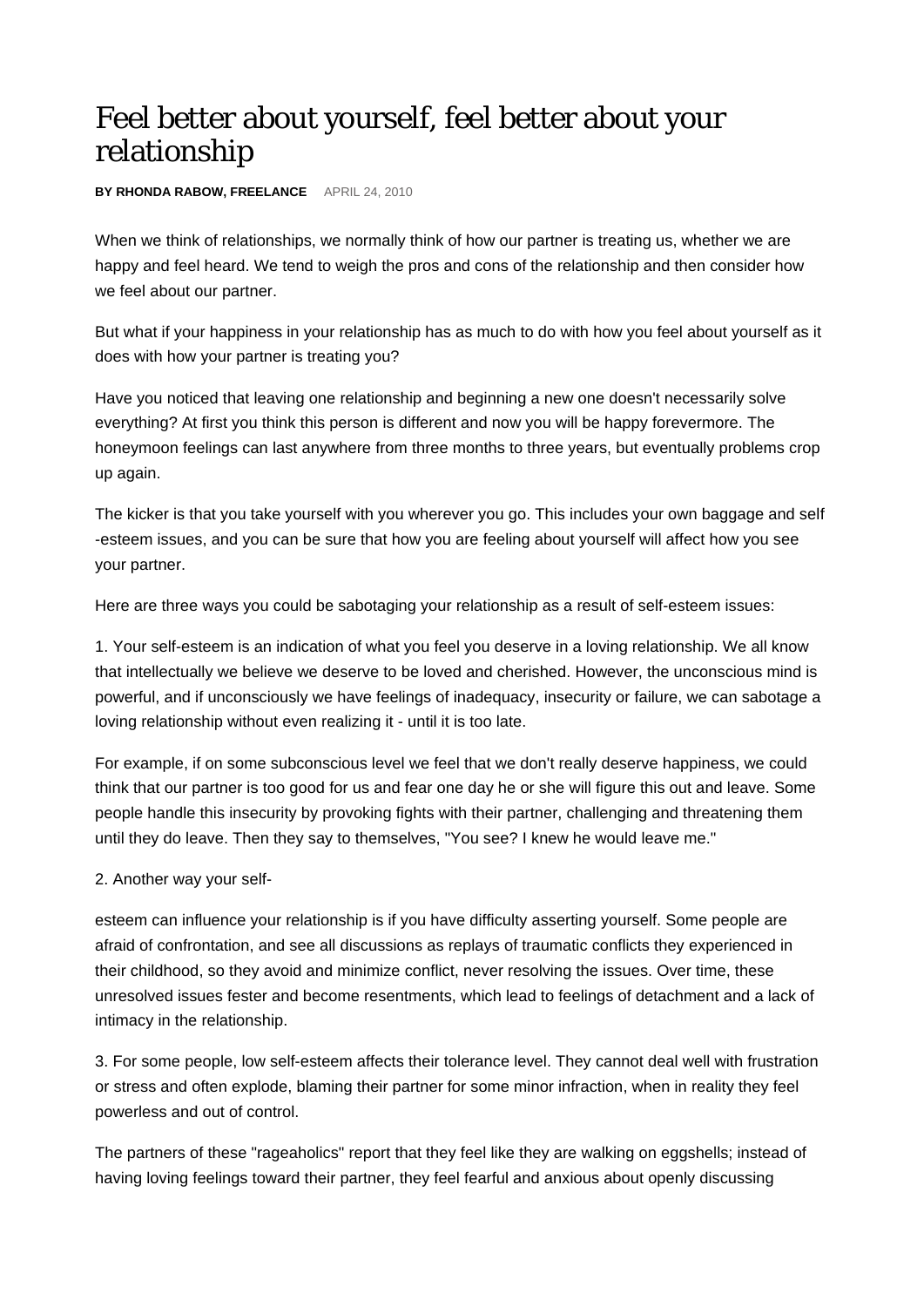# Feel better about yourself, feel better about your relationship

**BY RHONDA RABOW, FREELANCE** APRIL 24, 2010

When we think of relationships, we normally think of how our partner is treating us, whether we are happy and feel heard. We tend to weigh the pros and cons of the relationship and then consider how we feel about our partner.

But what if your happiness in your relationship has as much to do with how you feel about yourself as it does with how your partner is treating you?

Have you noticed that leaving one relationship and beginning a new one doesn't necessarily solve everything? At first you think this person is different and now you will be happy forevermore. The honeymoon feelings can last anywhere from three months to three years, but eventually problems crop up again.

The kicker is that you take yourself with you wherever you go. This includes your own baggage and self-esteem issues, and you can be sure that how you are feeling about yourself will affect how you see your partner.

Here are three ways you could be sabotaging your relationship as a result of self-esteem issues:

1. Your self-esteem is an indication of what you feel you deserve in a loving relationship. We all know that intellectually we believe we deserve to be loved and cherished. However, the unconscious mind is powerful, and if unconsciously we have feelings of inadequacy, insecurity or failure, we can sabotage a loving relationship without even realizing it - until it is too late.

For example, if on some subconscious level we feel that we don't really deserve happiness, we could think that our partner is too good for us and fear one day he or she will figure this out and leave. Some people handle this insecurity by provoking fights with their partner, challenging and threatening them until they do leave. Then they say to themselves, "You see? I knew he would leave me."

2. Another way your self-esteem can influence your relationship is if you have difficulty asserting yourself. Some people are afraid of confrontation, and see all discussions as replays of traumatic conflicts they experienced in their childhood, so they avoid and minimize conflict, never resolving the issues. Over time, these unresolved issues fester and become resentments, which lead to feelings of detachment and a lack of intimacy in the relationship.

3. For some people, low self-esteem affects their tolerance level. They cannot deal well with frustration or stress and often explode, blaming their partner for some minor infraction, when in reality they feel powerless and out of control.

The partners of these "rageaholics" report that they feel like they are walking on eggshells; instead of having loving feelings toward their partner, they feel fearful and anxious about openly discussing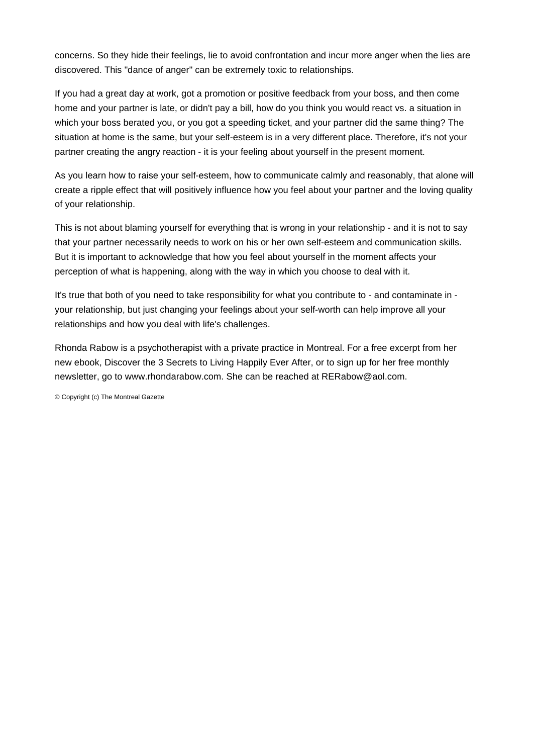concerns. So they hide their feelings, lie to avoid confrontation and incur more anger when the lies are discovered. This "dance of anger" can be extremely toxic to relationships.

If you had a great day at work, got a promotion or positive feedback from your boss, and then come home and your partner is late, or didn't pay a bill, how do you think you would react vs. a situation in which your boss berated you, or you got a speeding ticket, and your partner did the same thing? The situation at home is the same, but your self-esteem is in a very different place. Therefore, it's not your partner creating the angry reaction - it is your feeling about yourself in the present moment.

As you learn how to raise your self-esteem, how to communicate calmly and reasonably, that alone will create a ripple effect that will positively influence how you feel about your partner and the loving quality of your relationship.

This is not about blaming yourself for everything that is wrong in your relationship - and it is not to say that your partner necessarily needs to work on his or her own self-esteem and communication skills. But it is important to acknowledge that how you feel about yourself in the moment affects your perception of what is happening, along with the way in which you choose to deal with it.

It's true that both of you need to take responsibility for what you contribute to - and contaminate in - your relationship, but just changing your feelings about your self-worth can help improve all your relationships and how you deal with life's challenges.

Rhonda Rabow is a psychotherapist with a private practice in Montreal. For a free excerpt from her new ebook, Discover the 3 Secrets to Living Happily Ever After, or to sign up for her free monthly newsletter, go to www.rhondarabow.com. She can be reached at RERabow@aol.com.

© Copyright (c) The Montreal Gazette